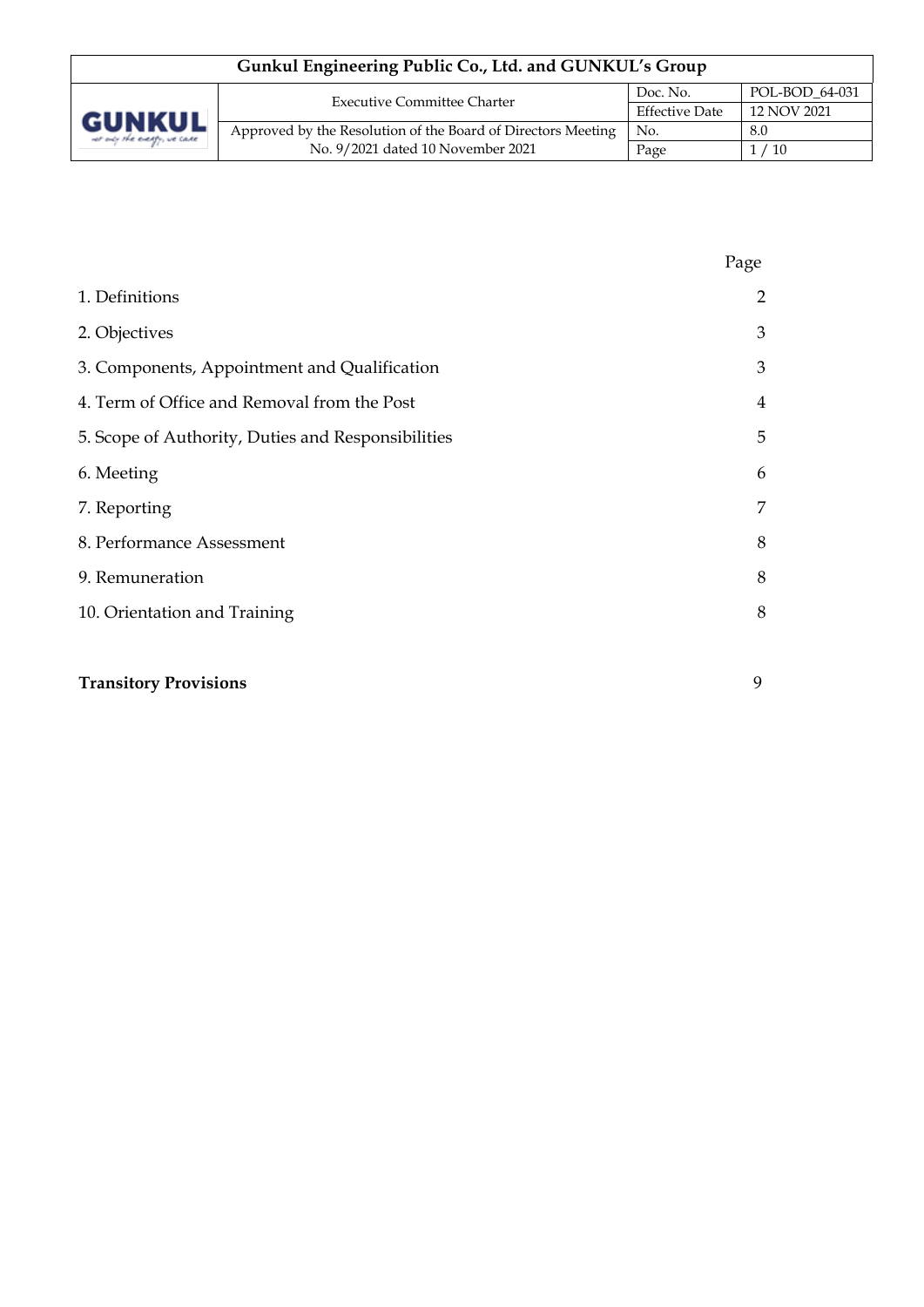| | Page |
|---|---|
| 1. Definitions | 2 |
| 2. Objectives | 3 |
| 3. Components, Appointment and Qualification | 3 |
| 4. Term of Office and Removal from the Post | 4 |
| 5. Scope of Authority, Duties and Responsibilities | 5 |
| 6. Meeting | 6 |
| 7. Reporting | 7 |
| 8. Performance Assessment | 8 |
| 9. Remuneration | 8 |
| 10. Orientation and Training | 8 |
| **Transitory Provisions** | 9 |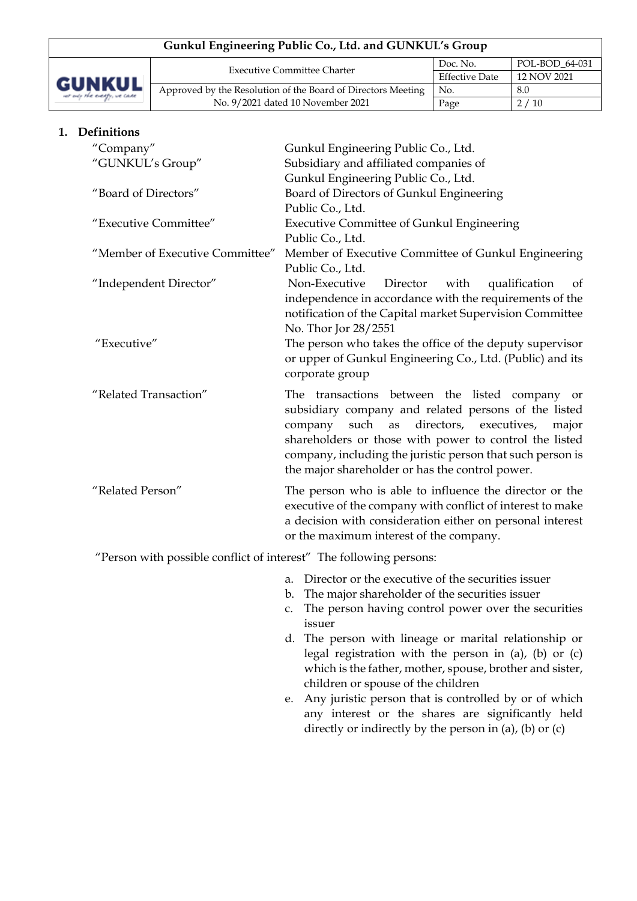## 1. Definitions

| | |
|---|---|
| "Company" | Gunkul Engineering Public Co., Ltd. |
| "GUNKUL's Group" | Subsidiary and affiliated companies of Gunkul Engineering Public Co., Ltd. |
| "Board of Directors" | Board of Directors of Gunkul Engineering Public Co., Ltd. |
| "Executive Committee" | Executive Committee of Gunkul Engineering Public Co., Ltd. |
| "Member of Executive Committee" | Member of Executive Committee of Gunkul Engineering Public Co., Ltd. |
| "Independent Director" | Non-Executive Director with qualification of independence in accordance with the requirements of the notification of the Capital market Supervision Committee No. Thor Jor 28/2551 |
| "Executive" | The person who takes the office of the deputy supervisor or upper of Gunkul Engineering Co., Ltd. (Public) and its corporate group |
| "Related Transaction" | The transactions between the listed company or subsidiary company and related persons of the listed company such as directors, executives, major shareholders or those with power to control the listed company, including the juristic person that such person is the major shareholder or has the control power. |
| "Related Person" | The person who is able to influence the director or the executive of the company with conflict of interest to make a decision with consideration either on personal interest or the maximum interest of the company. |

"Person with possible conflict of interest" The following persons:

a. Director or the executive of the securities issuer
b. The major shareholder of the securities issuer
c. The person having control power over the securities issuer
d. The person with lineage or marital relationship or legal registration with the person in (a), (b) or (c) which is the father, mother, spouse, brother and sister, children or spouse of the children
e. Any juristic person that is controlled by or of which any interest or the shares are significantly held directly or indirectly by the person in (a), (b) or (c)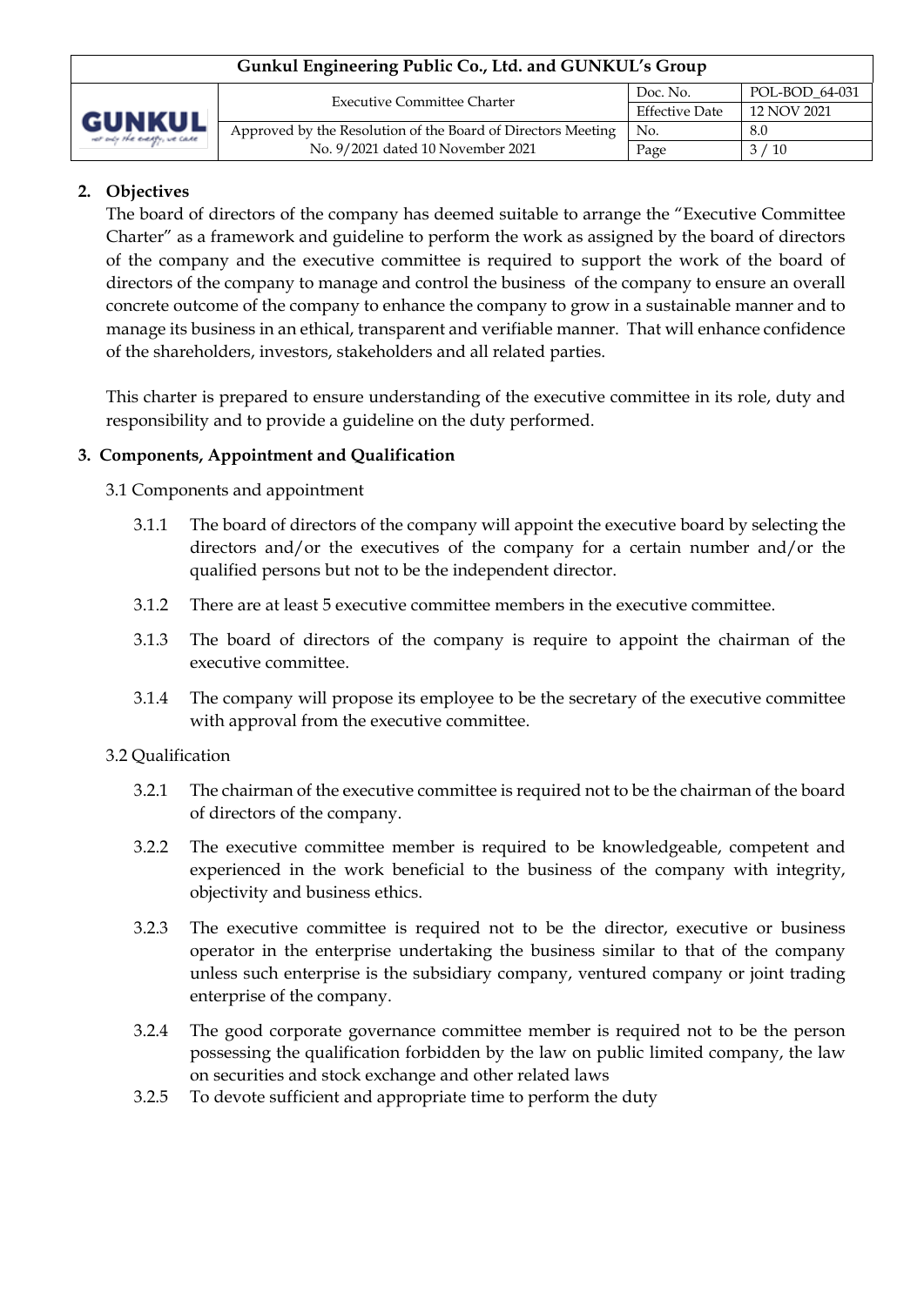## 2. Objectives

The board of directors of the company has deemed suitable to arrange the "Executive Committee Charter" as a framework and guideline to perform the work as assigned by the board of directors of the company and the executive committee is required to support the work of the board of directors of the company to manage and control the business of the company to ensure an overall concrete outcome of the company to enhance the company to grow in a sustainable manner and to manage its business in an ethical, transparent and verifiable manner. That will enhance confidence of the shareholders, investors, stakeholders and all related parties.

This charter is prepared to ensure understanding of the executive committee in its role, duty and responsibility and to provide a guideline on the duty performed.

## 3. Components, Appointment and Qualification

3.1 Components and appointment

3.1.1 The board of directors of the company will appoint the executive board by selecting the directors and/or the executives of the company for a certain number and/or the qualified persons but not to be the independent director.

3.1.2 There are at least 5 executive committee members in the executive committee.

3.1.3 The board of directors of the company is require to appoint the chairman of the executive committee.

3.1.4 The company will propose its employee to be the secretary of the executive committee with approval from the executive committee.

3.2 Qualification

3.2.1 The chairman of the executive committee is required not to be the chairman of the board of directors of the company.

3.2.2 The executive committee member is required to be knowledgeable, competent and experienced in the work beneficial to the business of the company with integrity, objectivity and business ethics.

3.2.3 The executive committee is required not to be the director, executive or business operator in the enterprise undertaking the business similar to that of the company unless such enterprise is the subsidiary company, ventured company or joint trading enterprise of the company.

3.2.4 The good corporate governance committee member is required not to be the person possessing the qualification forbidden by the law on public limited company, the law on securities and stock exchange and other related laws

3.2.5 To devote sufficient and appropriate time to perform the duty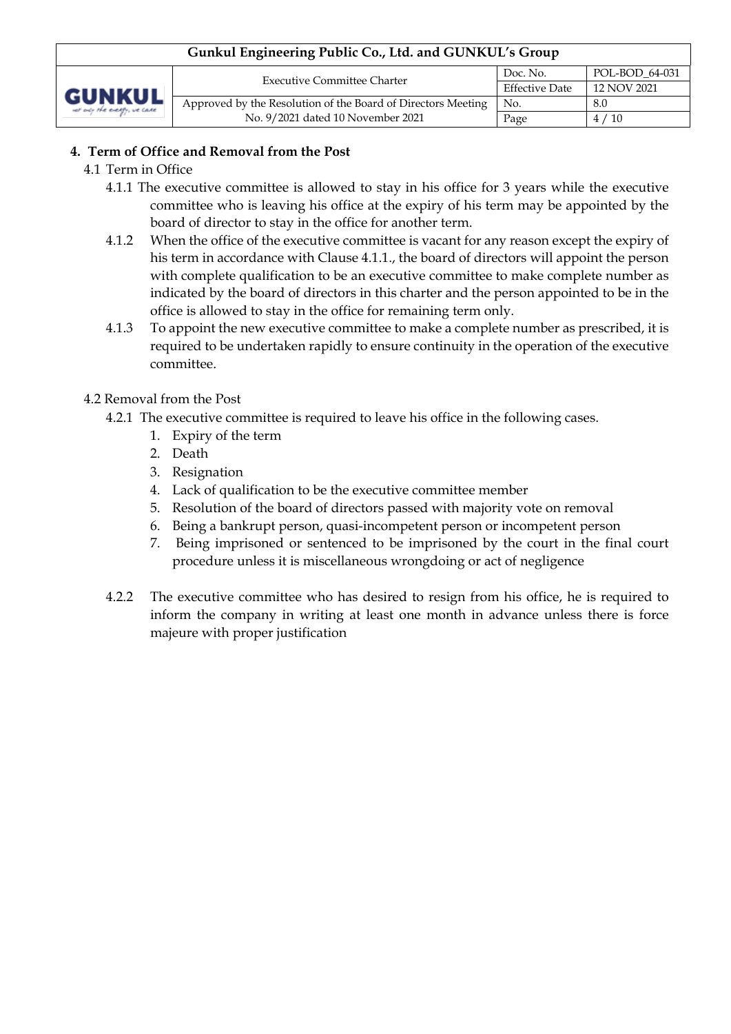## 4. Term of Office and Removal from the Post

4.1 Term in Office

4.1.1 The executive committee is allowed to stay in his office for 3 years while the executive committee who is leaving his office at the expiry of his term may be appointed by the board of director to stay in the office for another term.

4.1.2 When the office of the executive committee is vacant for any reason except the expiry of his term in accordance with Clause 4.1.1., the board of directors will appoint the person with complete qualification to be an executive committee to make complete number as indicated by the board of directors in this charter and the person appointed to be in the office is allowed to stay in the office for remaining term only.

4.1.3 To appoint the new executive committee to make a complete number as prescribed, it is required to be undertaken rapidly to ensure continuity in the operation of the executive committee.

4.2 Removal from the Post

4.2.1 The executive committee is required to leave his office in the following cases.

1. Expiry of the term
2. Death
3. Resignation
4. Lack of qualification to be the executive committee member
5. Resolution of the board of directors passed with majority vote on removal
6. Being a bankrupt person, quasi-incompetent person or incompetent person
7. Being imprisoned or sentenced to be imprisoned by the court in the final court procedure unless it is miscellaneous wrongdoing or act of negligence

4.2.2 The executive committee who has desired to resign from his office, he is required to inform the company in writing at least one month in advance unless there is force majeure with proper justification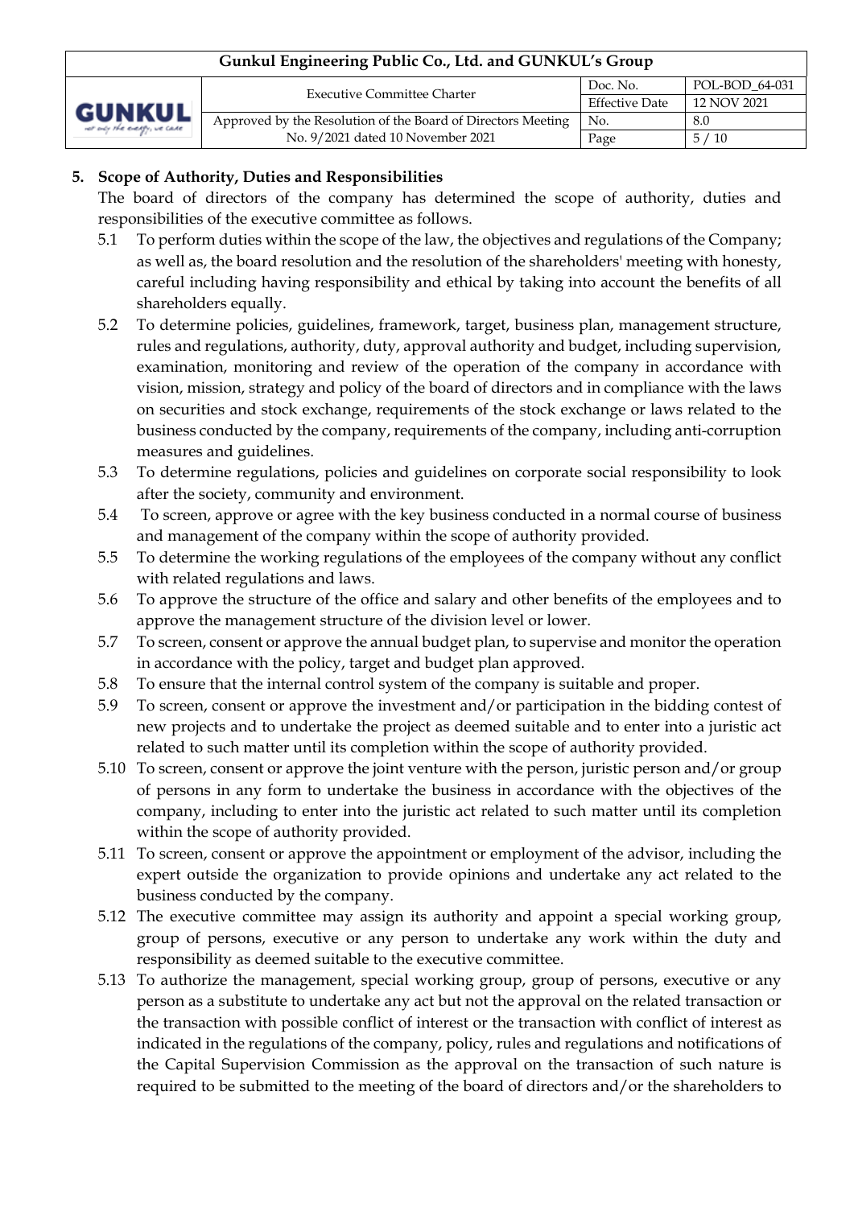**5. Scope of Authority, Duties and Responsibilities**

The board of directors of the company has determined the scope of authority, duties and responsibilities of the executive committee as follows.

5.1 To perform duties within the scope of the law, the objectives and regulations of the Company; as well as, the board resolution and the resolution of the shareholders' meeting with honesty, careful including having responsibility and ethical by taking into account the benefits of all shareholders equally.

5.2 To determine policies, guidelines, framework, target, business plan, management structure, rules and regulations, authority, duty, approval authority and budget, including supervision, examination, monitoring and review of the operation of the company in accordance with vision, mission, strategy and policy of the board of directors and in compliance with the laws on securities and stock exchange, requirements of the stock exchange or laws related to the business conducted by the company, requirements of the company, including anti-corruption measures and guidelines.

5.3 To determine regulations, policies and guidelines on corporate social responsibility to look after the society, community and environment.

5.4 To screen, approve or agree with the key business conducted in a normal course of business and management of the company within the scope of authority provided.

5.5 To determine the working regulations of the employees of the company without any conflict with related regulations and laws.

5.6 To approve the structure of the office and salary and other benefits of the employees and to approve the management structure of the division level or lower.

5.7 To screen, consent or approve the annual budget plan, to supervise and monitor the operation in accordance with the policy, target and budget plan approved.

5.8 To ensure that the internal control system of the company is suitable and proper.

5.9 To screen, consent or approve the investment and/or participation in the bidding contest of new projects and to undertake the project as deemed suitable and to enter into a juristic act related to such matter until its completion within the scope of authority provided.

5.10 To screen, consent or approve the joint venture with the person, juristic person and/or group of persons in any form to undertake the business in accordance with the objectives of the company, including to enter into the juristic act related to such matter until its completion within the scope of authority provided.

5.11 To screen, consent or approve the appointment or employment of the advisor, including the expert outside the organization to provide opinions and undertake any act related to the business conducted by the company.

5.12 The executive committee may assign its authority and appoint a special working group, group of persons, executive or any person to undertake any work within the duty and responsibility as deemed suitable to the executive committee.

5.13 To authorize the management, special working group, group of persons, executive or any person as a substitute to undertake any act but not the approval on the related transaction or the transaction with possible conflict of interest or the transaction with conflict of interest as indicated in the regulations of the company, policy, rules and regulations and notifications of the Capital Supervision Commission as the approval on the transaction of such nature is required to be submitted to the meeting of the board of directors and/or the shareholders to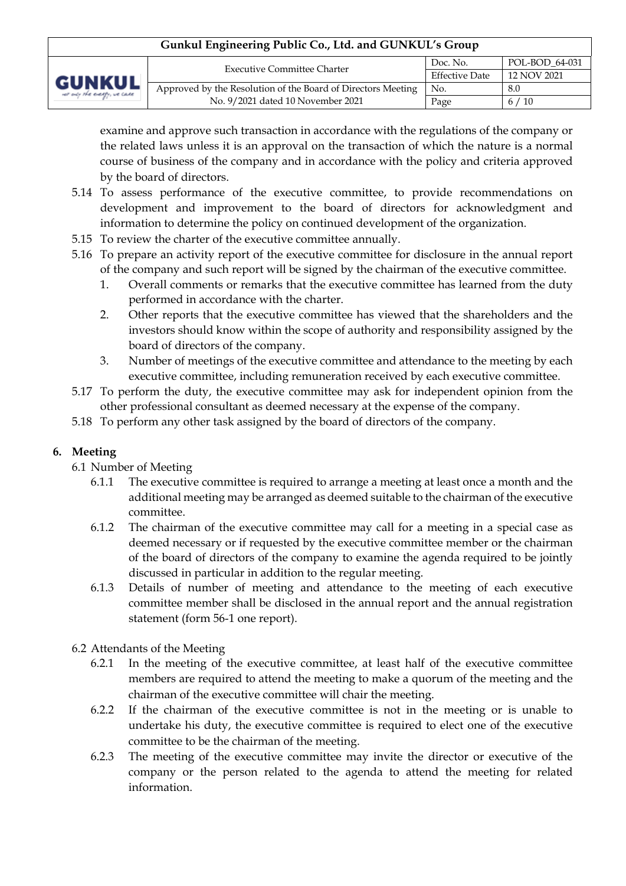examine and approve such transaction in accordance with the regulations of the company or the related laws unless it is an approval on the transaction of which the nature is a normal course of business of the company and in accordance with the policy and criteria approved by the board of directors.

5.14 To assess performance of the executive committee, to provide recommendations on development and improvement to the board of directors for acknowledgment and information to determine the policy on continued development of the organization.

5.15 To review the charter of the executive committee annually.

5.16 To prepare an activity report of the executive committee for disclosure in the annual report of the company and such report will be signed by the chairman of the executive committee.

1. Overall comments or remarks that the executive committee has learned from the duty performed in accordance with the charter.
2. Other reports that the executive committee has viewed that the shareholders and the investors should know within the scope of authority and responsibility assigned by the board of directors of the company.
3. Number of meetings of the executive committee and attendance to the meeting by each executive committee, including remuneration received by each executive committee.

5.17 To perform the duty, the executive committee may ask for independent opinion from the other professional consultant as deemed necessary at the expense of the company.

5.18 To perform any other task assigned by the board of directors of the company.

## 6. Meeting

6.1 Number of Meeting

6.1.1 The executive committee is required to arrange a meeting at least once a month and the additional meeting may be arranged as deemed suitable to the chairman of the executive committee.

6.1.2 The chairman of the executive committee may call for a meeting in a special case as deemed necessary or if requested by the executive committee member or the chairman of the board of directors of the company to examine the agenda required to be jointly discussed in particular in addition to the regular meeting.

6.1.3 Details of number of meeting and attendance to the meeting of each executive committee member shall be disclosed in the annual report and the annual registration statement (form 56-1 one report).

6.2 Attendants of the Meeting

6.2.1 In the meeting of the executive committee, at least half of the executive committee members are required to attend the meeting to make a quorum of the meeting and the chairman of the executive committee will chair the meeting.

6.2.2 If the chairman of the executive committee is not in the meeting or is unable to undertake his duty, the executive committee is required to elect one of the executive committee to be the chairman of the meeting.

6.2.3 The meeting of the executive committee may invite the director or executive of the company or the person related to the agenda to attend the meeting for related information.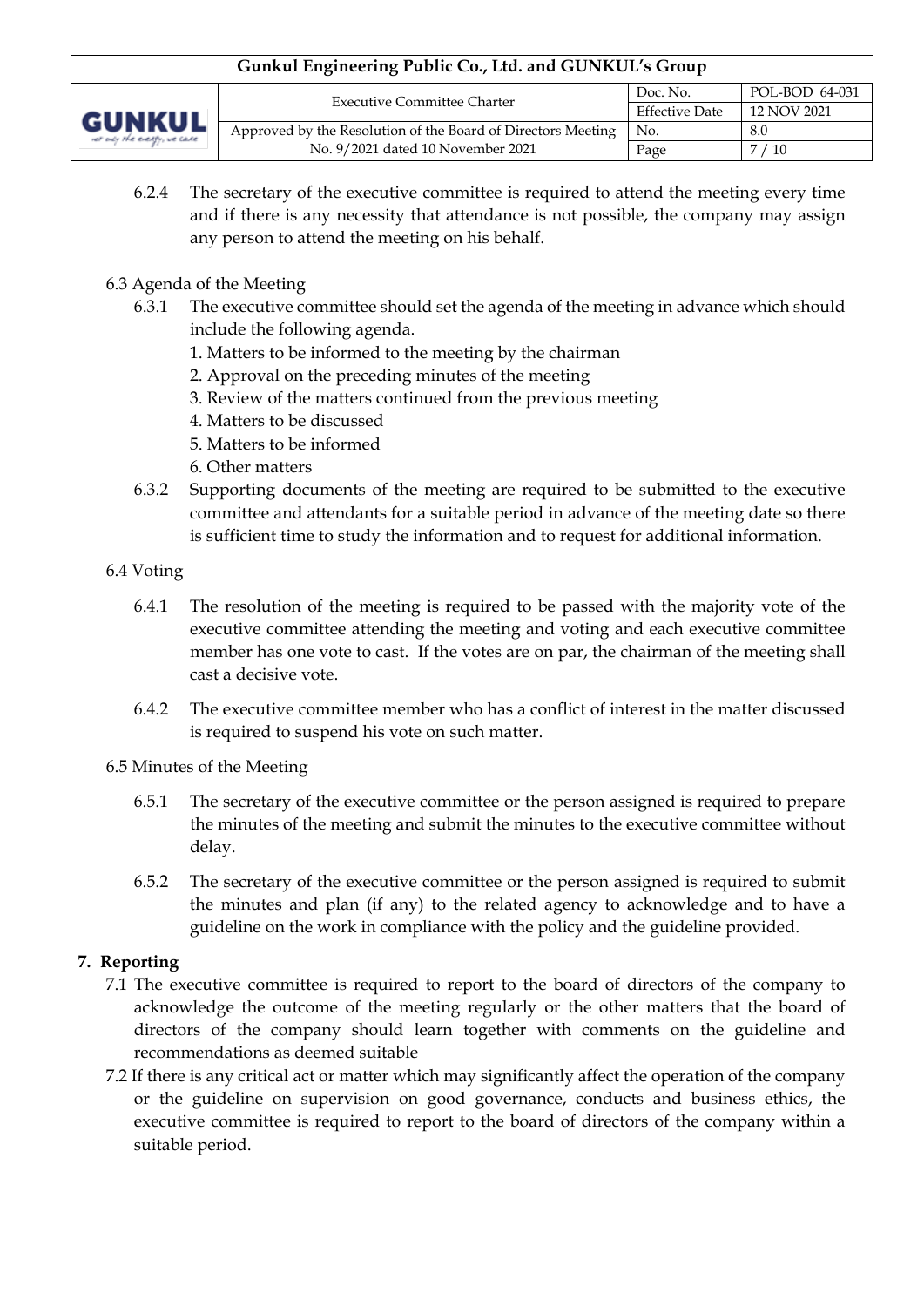6.2.4 The secretary of the executive committee is required to attend the meeting every time and if there is any necessity that attendance is not possible, the company may assign any person to attend the meeting on his behalf.

6.3 Agenda of the Meeting

6.3.1 The executive committee should set the agenda of the meeting in advance which should include the following agenda.
1. Matters to be informed to the meeting by the chairman
2. Approval on the preceding minutes of the meeting
3. Review of the matters continued from the previous meeting
4. Matters to be discussed
5. Matters to be informed
6. Other matters

6.3.2 Supporting documents of the meeting are required to be submitted to the executive committee and attendants for a suitable period in advance of the meeting date so there is sufficient time to study the information and to request for additional information.

6.4 Voting

6.4.1 The resolution of the meeting is required to be passed with the majority vote of the executive committee attending the meeting and voting and each executive committee member has one vote to cast. If the votes are on par, the chairman of the meeting shall cast a decisive vote.

6.4.2 The executive committee member who has a conflict of interest in the matter discussed is required to suspend his vote on such matter.

6.5 Minutes of the Meeting

6.5.1 The secretary of the executive committee or the person assigned is required to prepare the minutes of the meeting and submit the minutes to the executive committee without delay.

6.5.2 The secretary of the executive committee or the person assigned is required to submit the minutes and plan (if any) to the related agency to acknowledge and to have a guideline on the work in compliance with the policy and the guideline provided.

## 7. Reporting

7.1 The executive committee is required to report to the board of directors of the company to acknowledge the outcome of the meeting regularly or the other matters that the board of directors of the company should learn together with comments on the guideline and recommendations as deemed suitable

7.2 If there is any critical act or matter which may significantly affect the operation of the company or the guideline on supervision on good governance, conducts and business ethics, the executive committee is required to report to the board of directors of the company within a suitable period.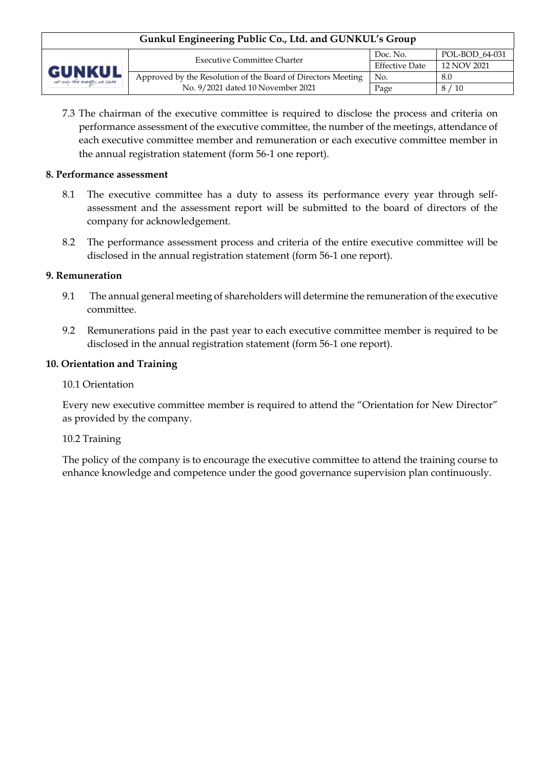7.3 The chairman of the executive committee is required to disclose the process and criteria on performance assessment of the executive committee, the number of the meetings, attendance of each executive committee member and remuneration or each executive committee member in the annual registration statement (form 56-1 one report).

**8. Performance assessment**

8.1 The executive committee has a duty to assess its performance every year through self-assessment and the assessment report will be submitted to the board of directors of the company for acknowledgement.

8.2 The performance assessment process and criteria of the entire executive committee will be disclosed in the annual registration statement (form 56-1 one report).

**9. Remuneration**

9.1 The annual general meeting of shareholders will determine the remuneration of the executive committee.

9.2 Remunerations paid in the past year to each executive committee member is required to be disclosed in the annual registration statement (form 56-1 one report).

**10. Orientation and Training**

10.1 Orientation

Every new executive committee member is required to attend the "Orientation for New Director" as provided by the company.

10.2 Training

The policy of the company is to encourage the executive committee to attend the training course to enhance knowledge and competence under the good governance supervision plan continuously.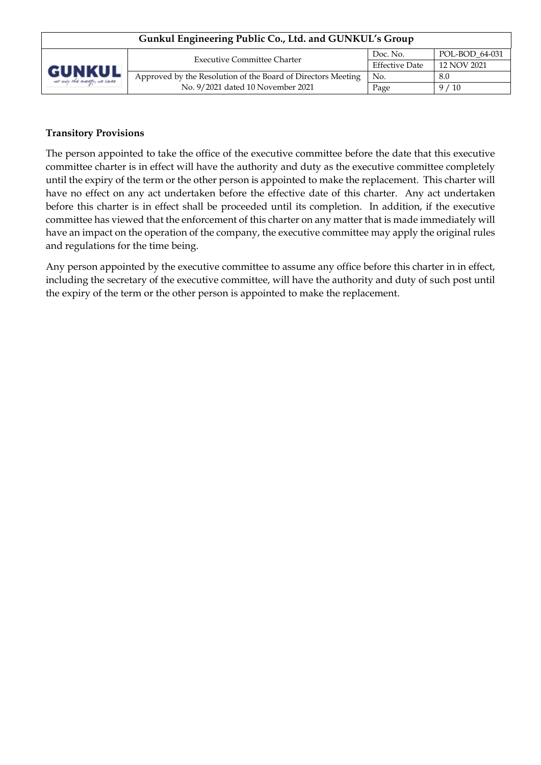**Transitory Provisions**

The person appointed to take the office of the executive committee before the date that this executive committee charter is in effect will have the authority and duty as the executive committee completely until the expiry of the term or the other person is appointed to make the replacement. This charter will have no effect on any act undertaken before the effective date of this charter. Any act undertaken before this charter is in effect shall be proceeded until its completion. In addition, if the executive committee has viewed that the enforcement of this charter on any matter that is made immediately will have an impact on the operation of the company, the executive committee may apply the original rules and regulations for the time being.

Any person appointed by the executive committee to assume any office before this charter in in effect, including the secretary of the executive committee, will have the authority and duty of such post until the expiry of the term or the other person is appointed to make the replacement.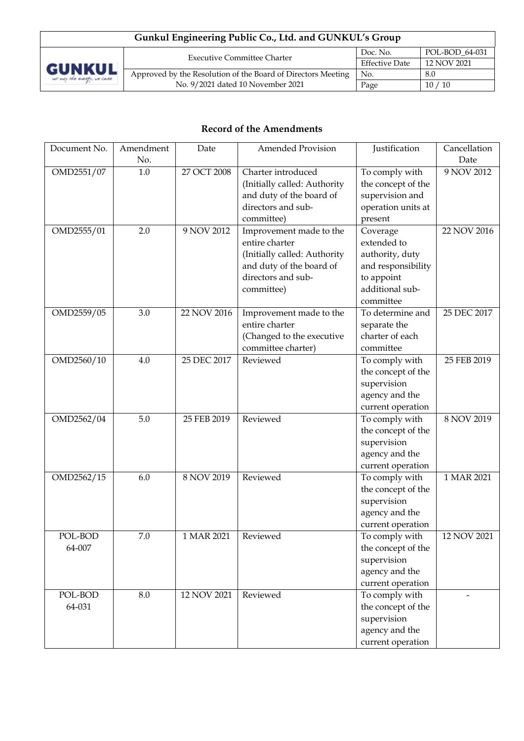## Record of the Amendments

| Document No. | Amendment No. | Date | Amended Provision | Justification | Cancellation Date |
|---|---|---|---|---|---|
| OMD2551/07 | 1.0 | 27 OCT 2008 | Charter introduced (Initially called: Authority and duty of the board of directors and sub-committee) | To comply with the concept of the supervision and operation units at present | 9 NOV 2012 |
| OMD2555/01 | 2.0 | 9 NOV 2012 | Improvement made to the entire charter (Initially called: Authority and duty of the board of directors and sub-committee) | Coverage extended to authority, duty and responsibility to appoint additional sub-committee | 22 NOV 2016 |
| OMD2559/05 | 3.0 | 22 NOV 2016 | Improvement made to the entire charter (Changed to the executive committee charter) | To determine and separate the charter of each committee | 25 DEC 2017 |
| OMD2560/10 | 4.0 | 25 DEC 2017 | Reviewed | To comply with the concept of the supervision agency and the current operation | 25 FEB 2019 |
| OMD2562/04 | 5.0 | 25 FEB 2019 | Reviewed | To comply with the concept of the supervision agency and the current operation | 8 NOV 2019 |
| OMD2562/15 | 6.0 | 8 NOV 2019 | Reviewed | To comply with the concept of the supervision agency and the current operation | 1 MAR 2021 |
| POL-BOD 64-007 | 7.0 | 1 MAR 2021 | Reviewed | To comply with the concept of the supervision agency and the current operation | 12 NOV 2021 |
| POL-BOD 64-031 | 8.0 | 12 NOV 2021 | Reviewed | To comply with the concept of the supervision agency and the current operation | - |